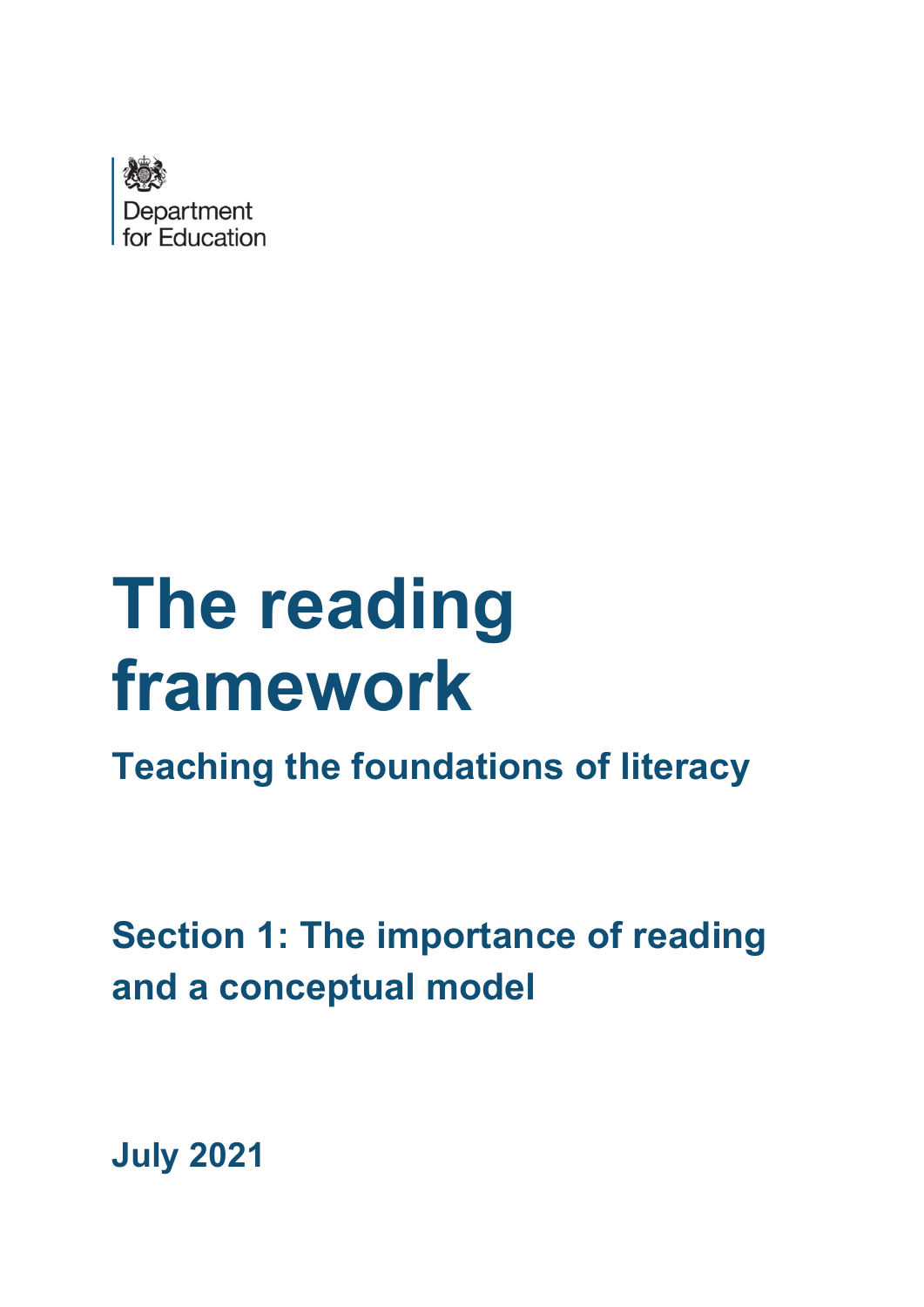Department for Education

# The reading framework

## Teaching the foundations of literacy

## Section 1: The importance of reading and a conceptual model

**July 2021**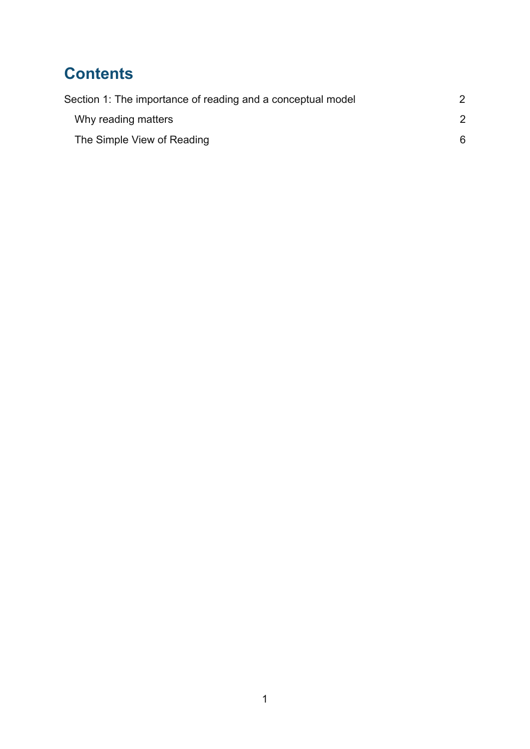# Contents

Section 1: The importance of reading and a conceptual model 2

Why reading matters 2

The Simple View of Reading 6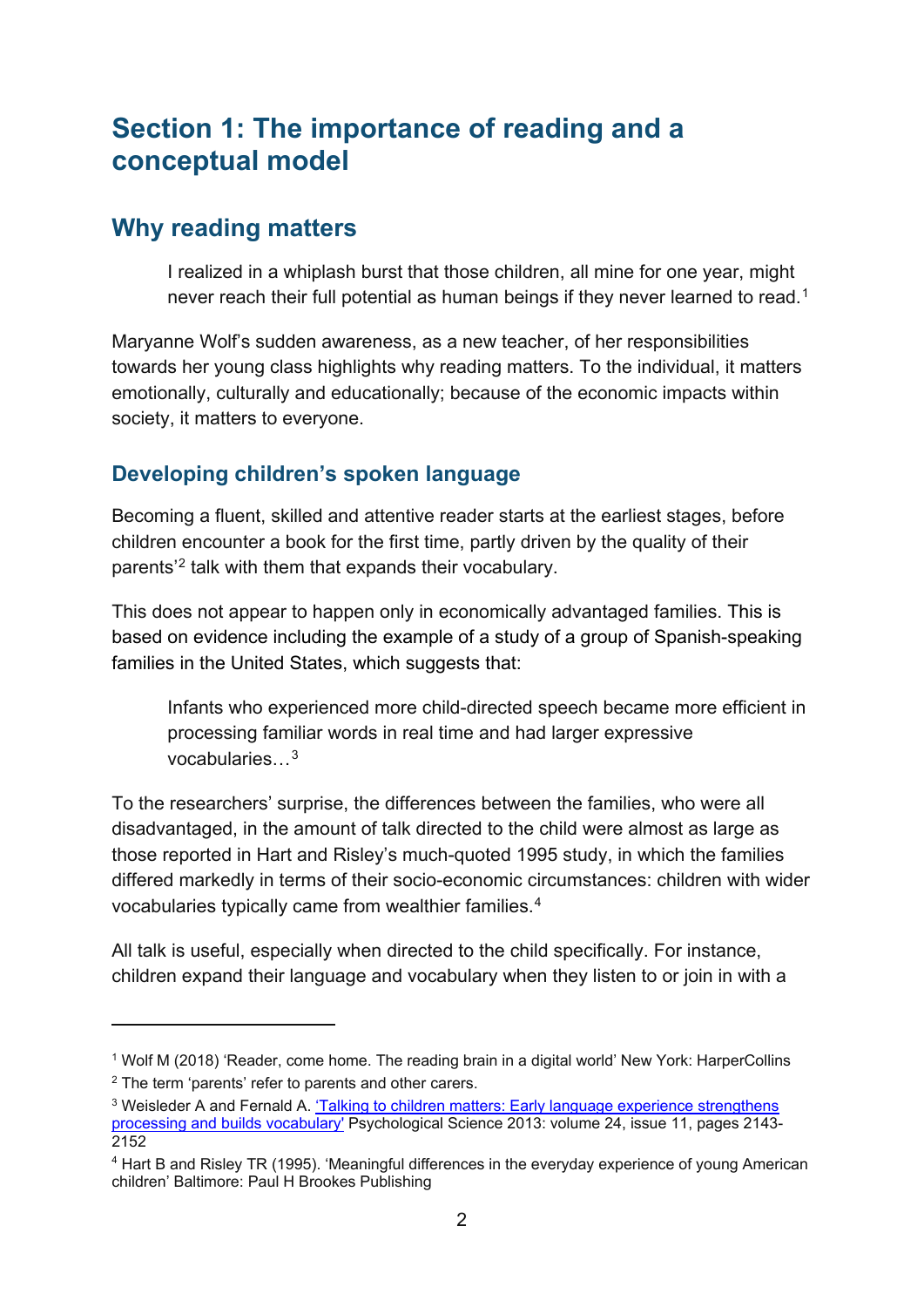# Section 1: The importance of reading and a conceptual model

## Why reading matters

> I realized in a whiplash burst that those children, all mine for one year, might never reach their full potential as human beings if they never learned to read.[1]

Maryanne Wolf's sudden awareness, as a new teacher, of her responsibilities towards her young class highlights why reading matters. To the individual, it matters emotionally, culturally and educationally; because of the economic impacts within society, it matters to everyone.

### Developing children's spoken language

Becoming a fluent, skilled and attentive reader starts at the earliest stages, before children encounter a book for the first time, partly driven by the quality of their parents'[2] talk with them that expands their vocabulary.

This does not appear to happen only in economically advantaged families. This is based on evidence including the example of a study of a group of Spanish-speaking families in the United States, which suggests that:

> Infants who experienced more child-directed speech became more efficient in processing familiar words in real time and had larger expressive vocabularies…[3]

To the researchers' surprise, the differences between the families, who were all disadvantaged, in the amount of talk directed to the child were almost as large as those reported in Hart and Risley's much-quoted 1995 study, in which the families differed markedly in terms of their socio-economic circumstances: children with wider vocabularies typically came from wealthier families.[4]

All talk is useful, especially when directed to the child specifically. For instance, children expand their language and vocabulary when they listen to or join in with a

---

[1] Wolf M (2018) 'Reader, come home. The reading brain in a digital world' New York: HarperCollins

[2] The term 'parents' refer to parents and other carers.

[3] Weisleder A and Fernald A. ['Talking to children matters: Early language experience strengthens processing and builds vocabulary'](#) Psychological Science 2013: volume 24, issue 11, pages 2143-2152

[4] Hart B and Risley TR (1995). 'Meaningful differences in the everyday experience of young American children' Baltimore: Paul H Brookes Publishing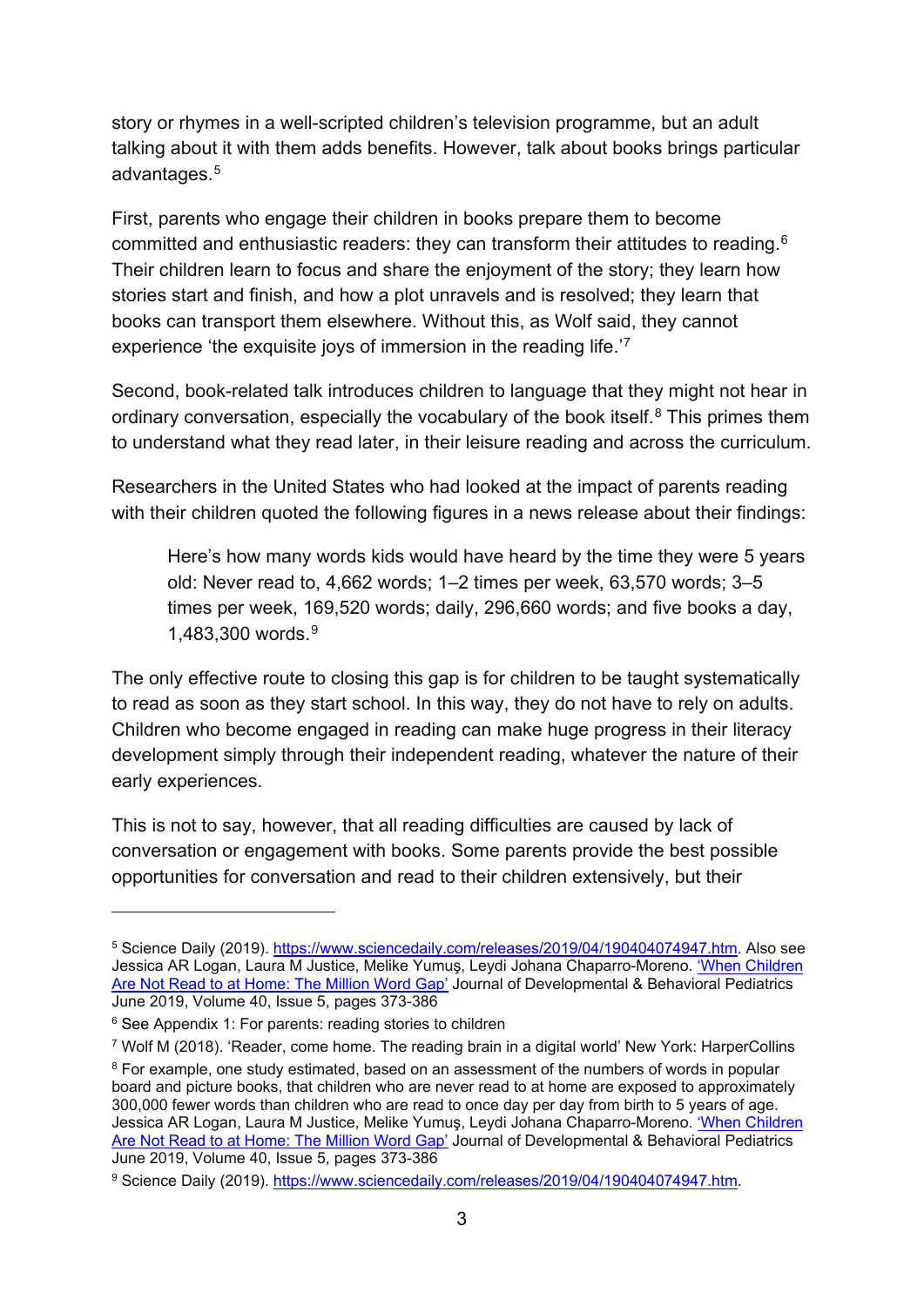story or rhymes in a well-scripted children's television programme, but an adult talking about it with them adds benefits. However, talk about books brings particular advantages.[5]

First, parents who engage their children in books prepare them to become committed and enthusiastic readers: they can transform their attitudes to reading.[6] Their children learn to focus and share the enjoyment of the story; they learn how stories start and finish, and how a plot unravels and is resolved; they learn that books can transport them elsewhere. Without this, as Wolf said, they cannot experience 'the exquisite joys of immersion in the reading life.'[7]

Second, book-related talk introduces children to language that they might not hear in ordinary conversation, especially the vocabulary of the book itself.[8] This primes them to understand what they read later, in their leisure reading and across the curriculum.

Researchers in the United States who had looked at the impact of parents reading with their children quoted the following figures in a news release about their findings:

> Here's how many words kids would have heard by the time they were 5 years old: Never read to, 4,662 words; 1–2 times per week, 63,570 words; 3–5 times per week, 169,520 words; daily, 296,660 words; and five books a day, 1,483,300 words.[9]

The only effective route to closing this gap is for children to be taught systematically to read as soon as they start school. In this way, they do not have to rely on adults. Children who become engaged in reading can make huge progress in their literacy development simply through their independent reading, whatever the nature of their early experiences.

This is not to say, however, that all reading difficulties are caused by lack of conversation or engagement with books. Some parents provide the best possible opportunities for conversation and read to their children extensively, but their

---

[5] Science Daily (2019). https://www.sciencedaily.com/releases/2019/04/190404074947.htm. Also see Jessica AR Logan, Laura M Justice, Melike Yumuş, Leydi Johana Chaparro-Moreno. 'When Children Are Not Read to at Home: The Million Word Gap' Journal of Developmental & Behavioral Pediatrics June 2019, Volume 40, Issue 5, pages 373-386

[6] See Appendix 1: For parents: reading stories to children

[7] Wolf M (2018). 'Reader, come home. The reading brain in a digital world' New York: HarperCollins

[8] For example, one study estimated, based on an assessment of the numbers of words in popular board and picture books, that children who are never read to at home are exposed to approximately 300,000 fewer words than children who are read to once day per day from birth to 5 years of age. Jessica AR Logan, Laura M Justice, Melike Yumuş, Leydi Johana Chaparro-Moreno. 'When Children Are Not Read to at Home: The Million Word Gap' Journal of Developmental & Behavioral Pediatrics June 2019, Volume 40, Issue 5, pages 373-386

[9] Science Daily (2019). https://www.sciencedaily.com/releases/2019/04/190404074947.htm.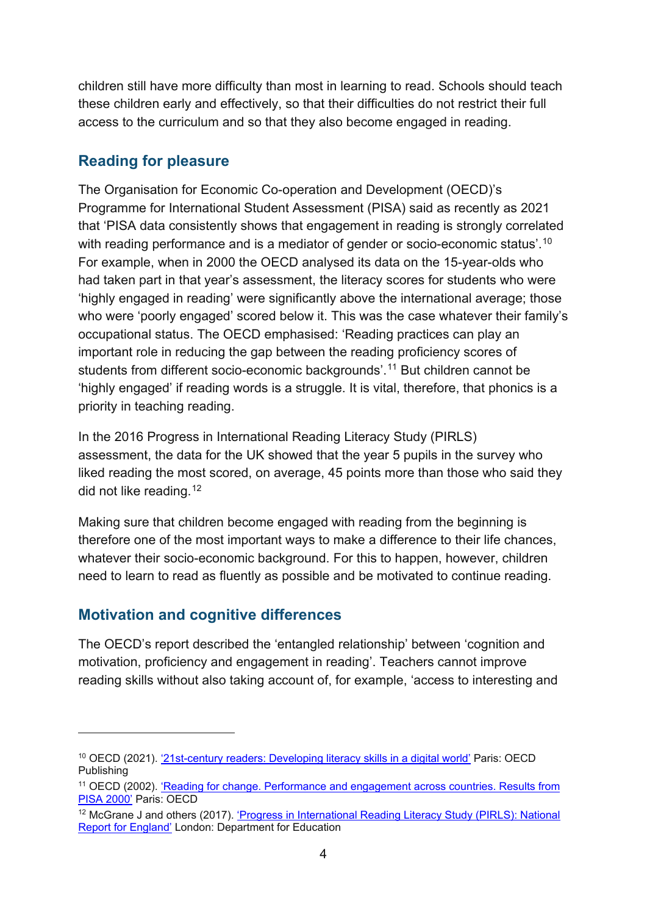children still have more difficulty than most in learning to read. Schools should teach these children early and effectively, so that their difficulties do not restrict their full access to the curriculum and so that they also become engaged in reading.

## Reading for pleasure

The Organisation for Economic Co-operation and Development (OECD)'s Programme for International Student Assessment (PISA) said as recently as 2021 that 'PISA data consistently shows that engagement in reading is strongly correlated with reading performance and is a mediator of gender or socio-economic status'.[10] For example, when in 2000 the OECD analysed its data on the 15-year-olds who had taken part in that year's assessment, the literacy scores for students who were 'highly engaged in reading' were significantly above the international average; those who were 'poorly engaged' scored below it. This was the case whatever their family's occupational status. The OECD emphasised: 'Reading practices can play an important role in reducing the gap between the reading proficiency scores of students from different socio-economic backgrounds'.[11] But children cannot be 'highly engaged' if reading words is a struggle. It is vital, therefore, that phonics is a priority in teaching reading.

In the 2016 Progress in International Reading Literacy Study (PIRLS) assessment, the data for the UK showed that the year 5 pupils in the survey who liked reading the most scored, on average, 45 points more than those who said they did not like reading.[12]

Making sure that children become engaged with reading from the beginning is therefore one of the most important ways to make a difference to their life chances, whatever their socio-economic background. For this to happen, however, children need to learn to read as fluently as possible and be motivated to continue reading.

## Motivation and cognitive differences

The OECD's report described the 'entangled relationship' between 'cognition and motivation, proficiency and engagement in reading'. Teachers cannot improve reading skills without also taking account of, for example, 'access to interesting and

---

[10] OECD (2021). '21st-century readers: Developing literacy skills in a digital world' Paris: OECD Publishing

[11] OECD (2002). 'Reading for change. Performance and engagement across countries. Results from PISA 2000' Paris: OECD

[12] McGrane J and others (2017). 'Progress in International Reading Literacy Study (PIRLS): National Report for England' London: Department for Education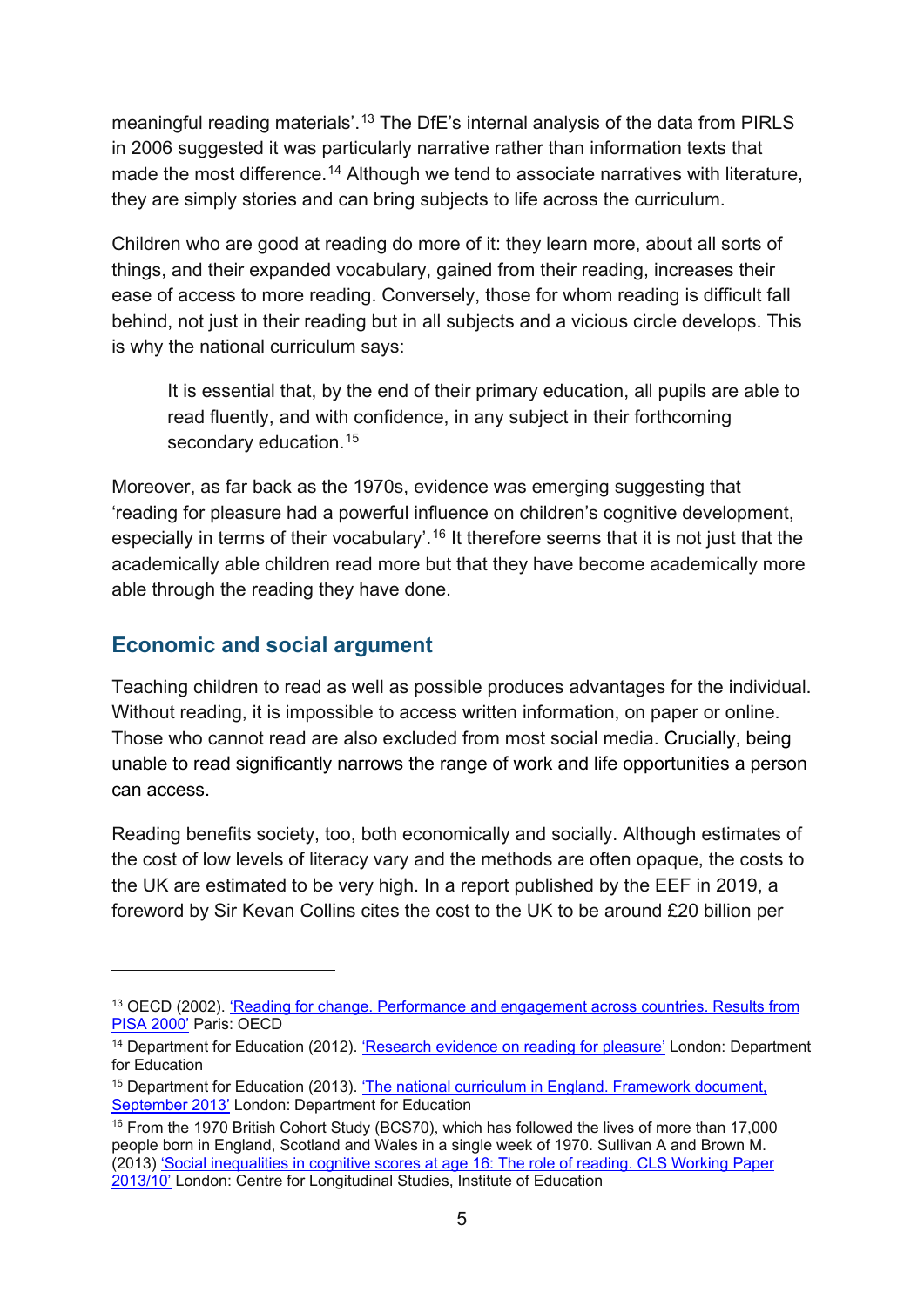meaningful reading materials'.[13] The DfE's internal analysis of the data from PIRLS in 2006 suggested it was particularly narrative rather than information texts that made the most difference.[14] Although we tend to associate narratives with literature, they are simply stories and can bring subjects to life across the curriculum.

Children who are good at reading do more of it: they learn more, about all sorts of things, and their expanded vocabulary, gained from their reading, increases their ease of access to more reading. Conversely, those for whom reading is difficult fall behind, not just in their reading but in all subjects and a vicious circle develops. This is why the national curriculum says:

> It is essential that, by the end of their primary education, all pupils are able to read fluently, and with confidence, in any subject in their forthcoming secondary education.[15]

Moreover, as far back as the 1970s, evidence was emerging suggesting that 'reading for pleasure had a powerful influence on children's cognitive development, especially in terms of their vocabulary'.[16] It therefore seems that it is not just that the academically able children read more but that they have become academically more able through the reading they have done.

## Economic and social argument

Teaching children to read as well as possible produces advantages for the individual. Without reading, it is impossible to access written information, on paper or online. Those who cannot read are also excluded from most social media. Crucially, being unable to read significantly narrows the range of work and life opportunities a person can access.

Reading benefits society, too, both economically and socially. Although estimates of the cost of low levels of literacy vary and the methods are often opaque, the costs to the UK are estimated to be very high. In a report published by the EEF in 2019, a foreword by Sir Kevan Collins cites the cost to the UK to be around £20 billion per

---

[13] OECD (2002). 'Reading for change. Performance and engagement across countries. Results from PISA 2000' Paris: OECD

[14] Department for Education (2012). 'Research evidence on reading for pleasure' London: Department for Education

[15] Department for Education (2013). 'The national curriculum in England. Framework document, September 2013' London: Department for Education

[16] From the 1970 British Cohort Study (BCS70), which has followed the lives of more than 17,000 people born in England, Scotland and Wales in a single week of 1970. Sullivan A and Brown M. (2013) 'Social inequalities in cognitive scores at age 16: The role of reading. CLS Working Paper 2013/10' London: Centre for Longitudinal Studies, Institute of Education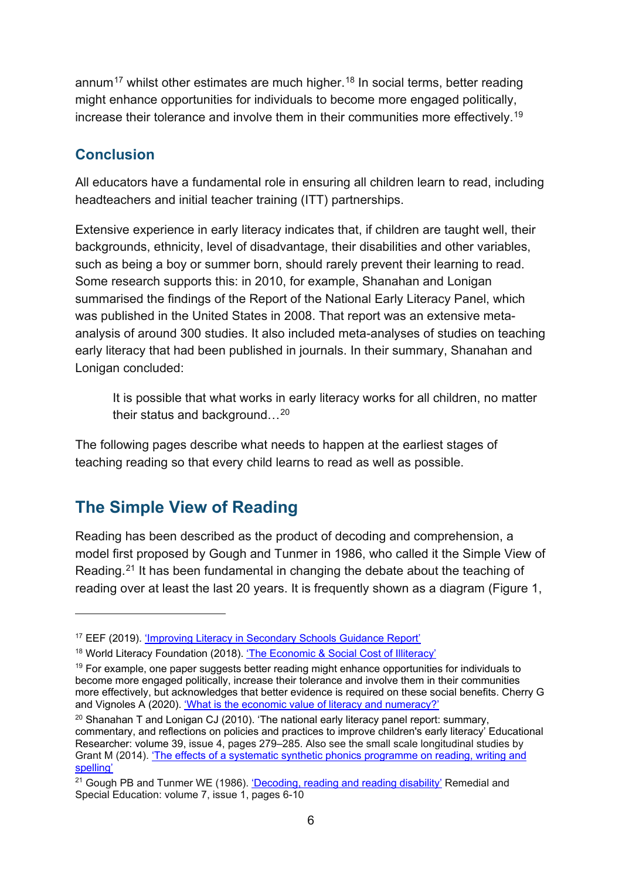annum[17] whilst other estimates are much higher.[18] In social terms, better reading might enhance opportunities for individuals to become more engaged politically, increase their tolerance and involve them in their communities more effectively.[19]

### Conclusion

All educators have a fundamental role in ensuring all children learn to read, including headteachers and initial teacher training (ITT) partnerships.

Extensive experience in early literacy indicates that, if children are taught well, their backgrounds, ethnicity, level of disadvantage, their disabilities and other variables, such as being a boy or summer born, should rarely prevent their learning to read. Some research supports this: in 2010, for example, Shanahan and Lonigan summarised the findings of the Report of the National Early Literacy Panel, which was published in the United States in 2008. That report was an extensive meta-analysis of around 300 studies. It also included meta-analyses of studies on teaching early literacy that had been published in journals. In their summary, Shanahan and Lonigan concluded:

> It is possible that what works in early literacy works for all children, no matter their status and background…[20]

The following pages describe what needs to happen at the earliest stages of teaching reading so that every child learns to read as well as possible.

## The Simple View of Reading

Reading has been described as the product of decoding and comprehension, a model first proposed by Gough and Tunmer in 1986, who called it the Simple View of Reading.[21] It has been fundamental in changing the debate about the teaching of reading over at least the last 20 years. It is frequently shown as a diagram (Figure 1,

---

[17] EEF (2019). 'Improving Literacy in Secondary Schools Guidance Report'

[18] World Literacy Foundation (2018). 'The Economic & Social Cost of Illiteracy'

[19] For example, one paper suggests better reading might enhance opportunities for individuals to become more engaged politically, increase their tolerance and involve them in their communities more effectively, but acknowledges that better evidence is required on these social benefits. Cherry G and Vignoles A (2020). 'What is the economic value of literacy and numeracy?'

[20] Shanahan T and Lonigan CJ (2010). 'The national early literacy panel report: summary, commentary, and reflections on policies and practices to improve children's early literacy' Educational Researcher: volume 39, issue 4, pages 279–285. Also see the small scale longitudinal studies by Grant M (2014). 'The effects of a systematic synthetic phonics programme on reading, writing and spelling'

[21] Gough PB and Tunmer WE (1986). 'Decoding, reading and reading disability' Remedial and Special Education: volume 7, issue 1, pages 6-10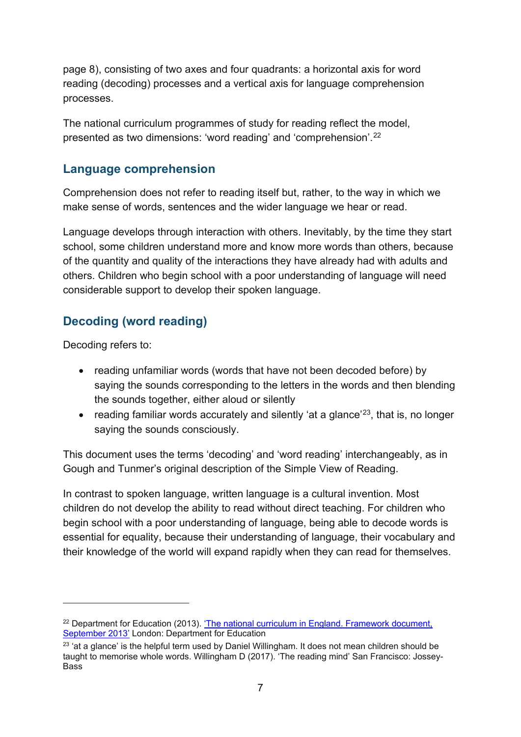page 8), consisting of two axes and four quadrants: a horizontal axis for word reading (decoding) processes and a vertical axis for language comprehension processes.

The national curriculum programmes of study for reading reflect the model, presented as two dimensions: 'word reading' and 'comprehension'.[22]

## Language comprehension

Comprehension does not refer to reading itself but, rather, to the way in which we make sense of words, sentences and the wider language we hear or read.

Language develops through interaction with others. Inevitably, by the time they start school, some children understand more and know more words than others, because of the quantity and quality of the interactions they have already had with adults and others. Children who begin school with a poor understanding of language will need considerable support to develop their spoken language.

## Decoding (word reading)

Decoding refers to:

- reading unfamiliar words (words that have not been decoded before) by saying the sounds corresponding to the letters in the words and then blending the sounds together, either aloud or silently
- reading familiar words accurately and silently 'at a glance'[23], that is, no longer saying the sounds consciously.

This document uses the terms 'decoding' and 'word reading' interchangeably, as in Gough and Tunmer's original description of the Simple View of Reading.

In contrast to spoken language, written language is a cultural invention. Most children do not develop the ability to read without direct teaching. For children who begin school with a poor understanding of language, being able to decode words is essential for equality, because their understanding of language, their vocabulary and their knowledge of the world will expand rapidly when they can read for themselves.

---

[22] Department for Education (2013). 'The national curriculum in England. Framework document, September 2013' London: Department for Education

[23] 'at a glance' is the helpful term used by Daniel Willingham. It does not mean children should be taught to memorise whole words. Willingham D (2017). 'The reading mind' San Francisco: Jossey-Bass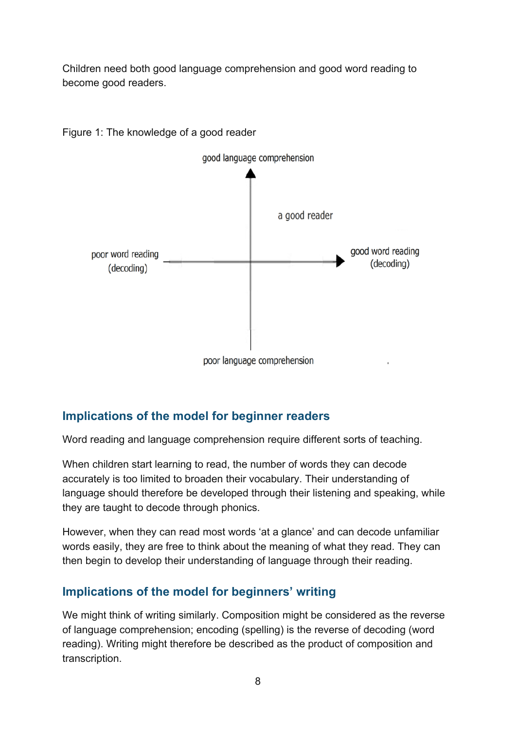Children need both good language comprehension and good word reading to become good readers.

Figure 1: The knowledge of a good reader

good language comprehension

a good reader

poor word reading (decoding)

good word reading (decoding)

poor language comprehension

## Implications of the model for beginner readers

Word reading and language comprehension require different sorts of teaching.

When children start learning to read, the number of words they can decode accurately is too limited to broaden their vocabulary. Their understanding of language should therefore be developed through their listening and speaking, while they are taught to decode through phonics.

However, when they can read most words 'at a glance' and can decode unfamiliar words easily, they are free to think about the meaning of what they read. They can then begin to develop their understanding of language through their reading.

## Implications of the model for beginners' writing

We might think of writing similarly. Composition might be considered as the reverse of language comprehension; encoding (spelling) is the reverse of decoding (word reading). Writing might therefore be described as the product of composition and transcription.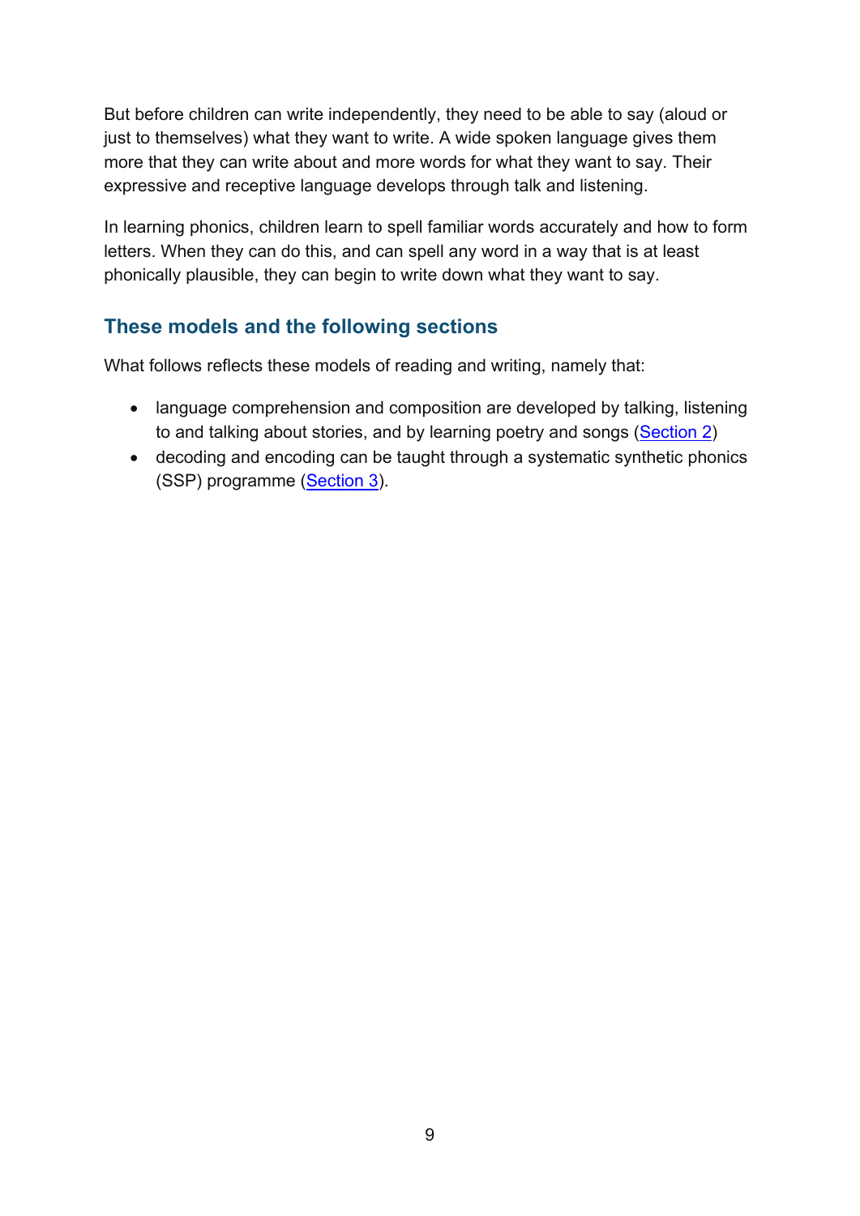But before children can write independently, they need to be able to say (aloud or just to themselves) what they want to write. A wide spoken language gives them more that they can write about and more words for what they want to say. Their expressive and receptive language develops through talk and listening.

In learning phonics, children learn to spell familiar words accurately and how to form letters. When they can do this, and can spell any word in a way that is at least phonically plausible, they can begin to write down what they want to say.

## These models and the following sections

What follows reflects these models of reading and writing, namely that:

- language comprehension and composition are developed by talking, listening to and talking about stories, and by learning poetry and songs (Section 2)
- decoding and encoding can be taught through a systematic synthetic phonics (SSP) programme (Section 3).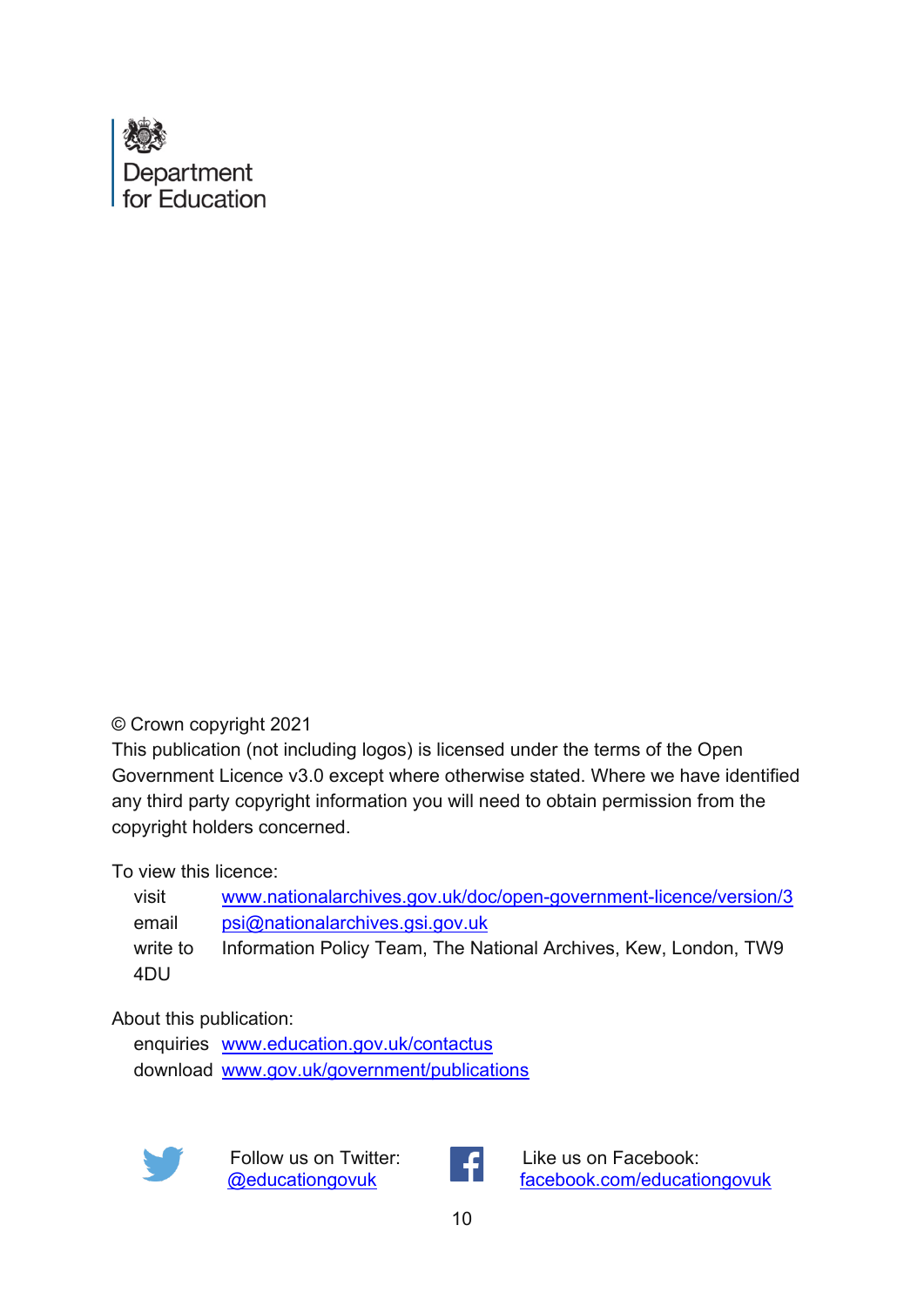Department
for Education

© Crown copyright 2021

This publication (not including logos) is licensed under the terms of the Open Government Licence v3.0 except where otherwise stated. Where we have identified any third party copyright information you will need to obtain permission from the copyright holders concerned.

To view this licence:

visit www.nationalarchives.gov.uk/doc/open-government-licence/version/3
email psi@nationalarchives.gsi.gov.uk
write to Information Policy Team, The National Archives, Kew, London, TW9 4DU

About this publication:

enquiries www.education.gov.uk/contactus
download www.gov.uk/government/publications

Follow us on Twitter:
@educationgovuk

Like us on Facebook:
facebook.com/educationgovuk